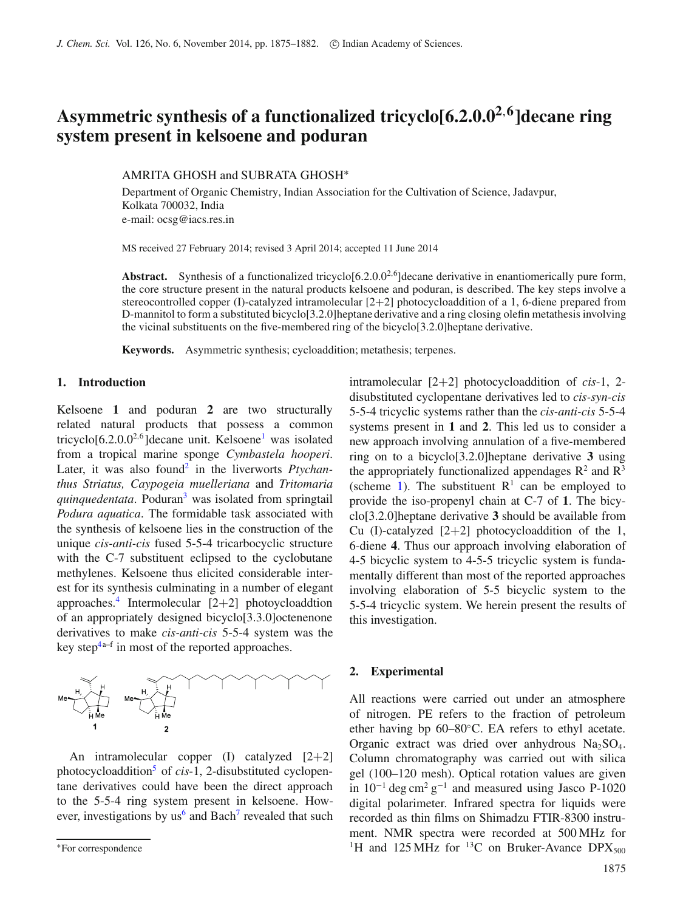# Asymmetric synthesis of a functionalized tricyclo[6.2.0.0$^{2,6}$]decane ring system present in kelsoene and poduran

AMRITA GHOSH and SUBRATA GHOSH*

Department of Organic Chemistry, Indian Association for the Cultivation of Science, Jadavpur, Kolkata 700032, India
e-mail: ocsg@iacs.res.in

MS received 27 February 2014; revised 3 April 2014; accepted 11 June 2014

**Abstract.** Synthesis of a functionalized tricyclo[6.2.0.0$^{2,6}$]decane derivative in enantiomerically pure form, the core structure present in the natural products kelsoene and poduran, is described. The key steps involve a stereocontrolled copper (I)-catalyzed intramolecular [2+2] photocycloaddition of a 1, 6-diene prepared from D-mannitol to form a substituted bicyclo[3.2.0]heptane derivative and a ring closing olefin metathesis involving the vicinal substituents on the five-membered ring of the bicyclo[3.2.0]heptane derivative.

**Keywords.** Asymmetric synthesis; cycloaddition; metathesis; terpenes.

## 1. Introduction

Kelsoene **1** and poduran **2** are two structurally related natural products that possess a common tricyclo[6.2.0.0$^{2,6}$]decane unit. Kelsoene[1] was isolated from a tropical marine sponge *Cymbastela hooperi*. Later, it was also found[2] in the liverworts *Ptychanthus Striatus, Caypogeia muelleriana* and *Tritomaria quinquedentata*. Poduran[3] was isolated from springtail *Podura aquatica*. The formidable task associated with the synthesis of kelsoene lies in the construction of the unique *cis-anti-cis* fused 5-5-4 tricarbocyclic structure with the C-7 substituent eclipsed to the cyclobutane methylenes. Kelsoene thus elicited considerable interest for its synthesis culminating in a number of elegant approaches.[4] Intermolecular [2+2] photocycloaddtion of an appropriately designed bicyclo[3.3.0]octenenone derivatives to make *cis-anti-cis* 5-5-4 system was the key step[4a–f] in most of the reported approaches.

An intramolecular copper (I) catalyzed [2+2] photocycloaddition[5] of *cis*-1, 2-disubstituted cyclopentane derivatives could have been the direct approach to the 5-5-4 ring system present in kelsoene. However, investigations by us[6] and Bach[7] revealed that such intramolecular [2+2] photocycloaddition of *cis*-1, 2-disubstituted cyclopentane derivatives led to *cis-syn-cis* 5-5-4 tricyclic systems rather than the *cis-anti-cis* 5-5-4 systems present in **1** and **2**. This led us to consider a new approach involving annulation of a five-membered ring on to a bicyclo[3.2.0]heptane derivative **3** using the appropriately functionalized appendages R$^2$ and R$^3$ (scheme 1). The substituent R$^1$ can be employed to provide the iso-propenyl chain at C-7 of **1**. The bicyclo[3.2.0]heptane derivative **3** should be available from Cu (I)-catalyzed [2+2] photocycloaddition of the 1, 6-diene **4**. Thus our approach involving elaboration of 4-5 bicyclic system to 4-5-5 tricyclic system is fundamentally different than most of the reported approaches involving elaboration of 5-5 bicyclic system to the 5-5-4 tricyclic system. We herein present the results of this investigation.

## 2. Experimental

All reactions were carried out under an atmosphere of nitrogen. PE refers to the fraction of petroleum ether having bp 60–80°C. EA refers to ethyl acetate. Organic extract was dried over anhydrous $Na_2SO_4$. Column chromatography was carried out with silica gel (100–120 mesh). Optical rotation values are given in $10^{-1}$ deg cm$^2$ g$^{-1}$ and measured using Jasco P-1020 digital polarimeter. Infrared spectra for liquids were recorded as thin films on Shimadzu FTIR-8300 instrument. NMR spectra were recorded at 500 MHz for $^1$H and 125 MHz for $^{13}$C on Bruker-Avance DPX$_{500}$

*For correspondence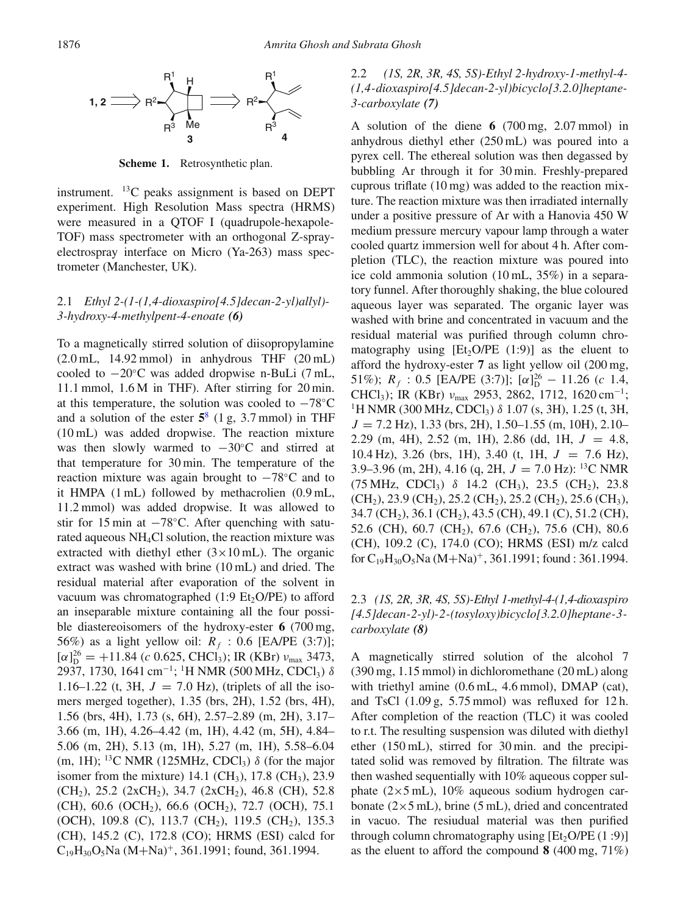**Scheme 1.** Retrosynthetic plan.

instrument. $^{13}$C peaks assignment is based on DEPT experiment. High Resolution Mass spectra (HRMS) were measured in a QTOF I (quadrupole-hexapole-TOF) mass spectrometer with an orthogonal Z-spray-electrospray interface on Micro (Ya-263) mass spectrometer (Manchester, UK).

### 2.1 *Ethyl 2-(1-(1,4-dioxaspiro[4.5]decan-2-yl)allyl)-3-hydroxy-4-methylpent-4-enoate (6)*

To a magnetically stirred solution of diisopropylamine (2.0 mL, 14.92 mmol) in anhydrous THF (20 mL) cooled to −20°C was added dropwise n-BuLi (7 mL, 11.1 mmol, 1.6 M in THF). After stirring for 20 min. at this temperature, the solution was cooled to −78°C and a solution of the ester **5**[8] (1 g, 3.7 mmol) in THF (10 mL) was added dropwise. The reaction mixture was then slowly warmed to −30°C and stirred at that temperature for 30 min. The temperature of the reaction mixture was again brought to −78°C and to it HMPA (1 mL) followed by methacrolien (0.9 mL, 11.2 mmol) was added dropwise. It was allowed to stir for 15 min at −78°C. After quenching with saturated aqueous $NH_4Cl$ solution, the reaction mixture was extracted with diethyl ether (3×10 mL). The organic extract was washed with brine (10 mL) and dried. The residual material after evaporation of the solvent in vacuum was chromatographed (1:9 $Et_2O$/PE) to afford an inseparable mixture containing all the four possible diastereoisomers of the hydroxy-ester **6** (700 mg, 56%) as a light yellow oil: $R_f$ : 0.6 [EA/PE (3:7)]; $[\alpha]_D^{26} = +11.84$ (*c* 0.625, $CHCl_3$); IR (KBr) $\nu_{max}$ 3473, 2937, 1730, 1641 cm$^{-1}$; $^1$H NMR (500 MHz, $CDCl_3$) $\delta$ 1.16–1.22 (t, 3H, $J$ = 7.0 Hz), (triplets of all the isomers merged together), 1.35 (brs, 2H), 1.52 (brs, 4H), 1.56 (brs, 4H), 1.73 (s, 6H), 2.57–2.89 (m, 2H), 3.17–3.66 (m, 1H), 4.26–4.42 (m, 1H), 4.42 (m, 5H), 4.84–5.06 (m, 2H), 5.13 (m, 1H), 5.27 (m, 1H), 5.58–6.04 (m, 1H); $^{13}$C NMR (125MHz, $CDCl_3$) $\delta$ (for the major isomer from the mixture) 14.1 ($CH_3$), 17.8 ($CH_3$), 23.9 ($CH_2$), 25.2 (2x$CH_2$), 34.7 (2x$CH_2$), 46.8 (CH), 52.8 (CH), 60.6 ($OCH_2$), 66.6 ($OCH_2$), 72.7 (OCH), 75.1 (OCH), 109.8 (C), 113.7 ($CH_2$), 119.5 ($CH_2$), 135.3 (CH), 145.2 (C), 172.8 (CO); HRMS (ESI) calcd for $C_{19}H_{30}O_5Na$ (M+Na)$^+$, 361.1991; found, 361.1994.

### 2.2 *(1S, 2R, 3R, 4S, 5S)-Ethyl 2-hydroxy-1-methyl-4-(1,4-dioxaspiro[4.5]decan-2-yl)bicyclo[3.2.0]heptane-3-carboxylate (7)*

A solution of the diene **6** (700 mg, 2.07 mmol) in anhydrous diethyl ether (250 mL) was poured into a pyrex cell. The ethereal solution was then degassed by bubbling Ar through it for 30 min. Freshly-prepared cuprous triflate (10 mg) was added to the reaction mixture. The reaction mixture was then irradiated internally under a positive pressure of Ar with a Hanovia 450 W medium pressure mercury vapour lamp through a water cooled quartz immersion well for about 4 h. After completion (TLC), the reaction mixture was poured into ice cold ammonia solution (10 mL, 35%) in a separatory funnel. After thoroughly shaking, the blue coloured aqueous layer was separated. The organic layer was washed with brine and concentrated in vacuum and the residual material was purified through column chromatography using [$Et_2O$/PE (1:9)] as the eluent to afford the hydroxy-ester **7** as light yellow oil (200 mg, 51%); $R_f$ : 0.5 [EA/PE (3:7)]; $[\alpha]_D^{26} - 11.26$ (*c* 1.4, $CHCl_3$); IR (KBr) $\nu_{max}$ 2953, 2862, 1712, 1620 cm$^{-1}$; $^1$H NMR (300 MHz, $CDCl_3$) $\delta$ 1.07 (s, 3H), 1.25 (t, 3H, $J$ = 7.2 Hz), 1.33 (brs, 2H), 1.50–1.55 (m, 10H), 2.10–2.29 (m, 4H), 2.52 (m, 1H), 2.86 (dd, 1H, $J$ = 4.8, 10.4 Hz), 3.26 (brs, 1H), 3.40 (t, 1H, $J$ = 7.6 Hz), 3.9–3.96 (m, 2H), 4.16 (q, 2H, $J$ = 7.0 Hz): $^{13}$C NMR (75 MHz, $CDCl_3$) $\delta$ 14.2 ($CH_3$), 23.5 ($CH_2$), 23.8 ($CH_2$), 23.9 ($CH_2$), 25.2 ($CH_2$), 25.2 ($CH_2$), 25.6 ($CH_3$), 34.7 ($CH_2$), 36.1 ($CH_2$), 43.5 (CH), 49.1 (C), 51.2 (CH), 52.6 (CH), 60.7 ($CH_2$), 67.6 ($CH_2$), 75.6 (CH), 80.6 (CH), 109.2 (C), 174.0 (CO); HRMS (ESI) m/z calcd for $C_{19}H_{30}O_5Na$ (M+Na)$^+$, 361.1991; found : 361.1994.

### 2.3 *(1S, 2R, 3R, 4S, 5S)-Ethyl 1-methyl-4-(1,4-dioxaspiro[4.5]decan-2-yl)-2-(tosyloxy)bicyclo[3.2.0]heptane-3-carboxylate (8)*

A magnetically stirred solution of the alcohol 7 (390 mg, 1.15 mmol) in dichloromethane (20 mL) along with triethyl amine (0.6 mL, 4.6 mmol), DMAP (cat), and TsCl (1.09 g, 5.75 mmol) was refluxed for 12 h. After completion of the reaction (TLC) it was cooled to r.t. The resulting suspension was diluted with diethyl ether (150 mL), stirred for 30 min. and the precipitated solid was removed by filtration. The filtrate was then washed sequentially with 10% aqueous copper sulphate (2×5 mL), 10% aqueous sodium hydrogen carbonate (2×5 mL), brine (5 mL), dried and concentrated in vacuo. The resiudual material was then purified through column chromatography using [$Et_2O$/PE (1 :9)] as the eluent to afford the compound **8** (400 mg, 71%)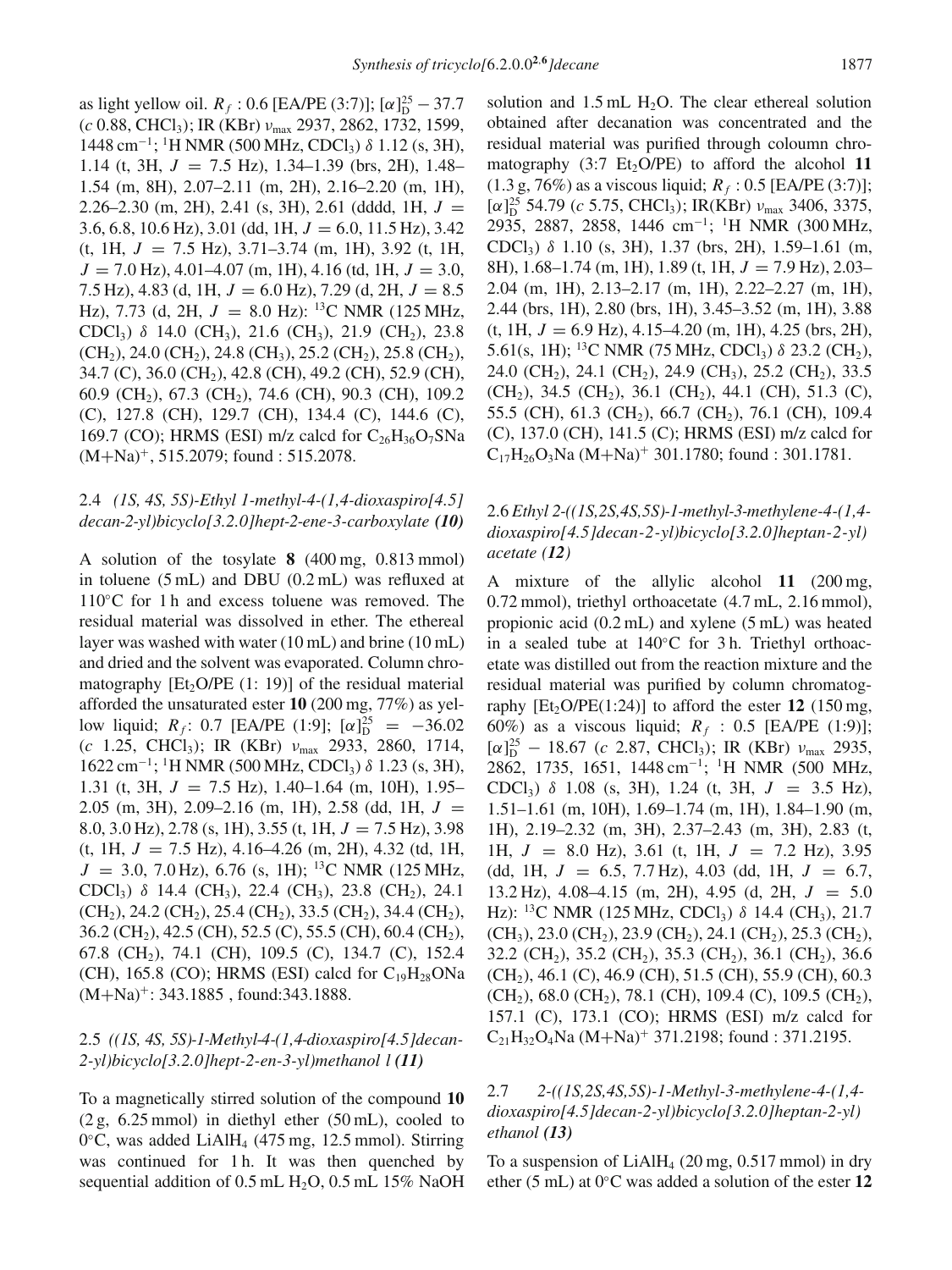as light yellow oil. $R_f$ : 0.6 [EA/PE (3:7)]; $[\alpha]_D^{25} - 37.7$ ($c$ 0.88, $CHCl_3$); IR (KBr) $\nu_{max}$ 2937, 2862, 1732, 1599, 1448 cm$^{-1}$; $^1$H NMR (500 MHz, $CDCl_3$) $\delta$ 1.12 (s, 3H), 1.14 (t, 3H, $J$ = 7.5 Hz), 1.34–1.39 (brs, 2H), 1.48–1.54 (m, 8H), 2.07–2.11 (m, 2H), 2.16–2.20 (m, 1H), 2.26–2.30 (m, 2H), 2.41 (s, 3H), 2.61 (dddd, 1H, $J$ = 3.6, 6.8, 10.6 Hz), 3.01 (dd, 1H, $J$ = 6.0, 11.5 Hz), 3.42 (t, 1H, $J$ = 7.5 Hz), 3.71–3.74 (m, 1H), 3.92 (t, 1H, $J$ = 7.0 Hz), 4.01–4.07 (m, 1H), 4.16 (td, 1H, $J$ = 3.0, 7.5 Hz), 4.83 (d, 1H, $J$ = 6.0 Hz), 7.29 (d, 2H, $J$ = 8.5 Hz), 7.73 (d, 2H, $J$ = 8.0 Hz): $^{13}$C NMR (125 MHz, $CDCl_3$) $\delta$ 14.0 ($CH_3$), 21.6 ($CH_3$), 21.9 ($CH_2$), 23.8 ($CH_2$), 24.0 ($CH_2$), 24.8 ($CH_3$), 25.2 ($CH_2$), 25.8 ($CH_2$), 34.7 (C), 36.0 ($CH_2$), 42.8 (CH), 49.2 (CH), 52.9 (CH), 60.9 ($CH_2$), 67.3 ($CH_2$), 74.6 (CH), 90.3 (CH), 109.2 (C), 127.8 (CH), 129.7 (CH), 134.4 (C), 144.6 (C), 169.7 (CO); HRMS (ESI) m/z calcd for $C_{26}H_{36}O_7SNa$ $(M+Na)^+$, 515.2079; found : 515.2078.

### 2.4 *(1S, 4S, 5S)-Ethyl 1-methyl-4-(1,4-dioxaspiro[4.5]decan-2-yl)bicyclo[3.2.0]hept-2-ene-3-carboxylate **(10)***

A solution of the tosylate **8** (400 mg, 0.813 mmol) in toluene (5 mL) and DBU (0.2 mL) was refluxed at 110°C for 1 h and excess toluene was removed. The residual material was dissolved in ether. The ethereal layer was washed with water (10 mL) and brine (10 mL) and dried and the solvent was evaporated. Column chromatography [$Et_2O$/PE (1: 19)] of the residual material afforded the unsaturated ester **10** (200 mg, 77%) as yellow liquid; $R_f$: 0.7 [EA/PE (1:9]; $[\alpha]_D^{25} = -36.02$ ($c$ 1.25, $CHCl_3$); IR (KBr) $\nu_{max}$ 2933, 2860, 1714, 1622 cm$^{-1}$; $^1$H NMR (500 MHz, $CDCl_3$) $\delta$ 1.23 (s, 3H), 1.31 (t, 3H, $J$ = 7.5 Hz), 1.40–1.64 (m, 10H), 1.95–2.05 (m, 3H), 2.09–2.16 (m, 1H), 2.58 (dd, 1H, $J$ = 8.0, 3.0 Hz), 2.78 (s, 1H), 3.55 (t, 1H, $J$ = 7.5 Hz), 3.98 (t, 1H, $J$ = 7.5 Hz), 4.16–4.26 (m, 2H), 4.32 (td, 1H, $J$ = 3.0, 7.0 Hz), 6.76 (s, 1H); $^{13}$C NMR (125 MHz, $CDCl_3$) $\delta$ 14.4 ($CH_3$), 22.4 ($CH_3$), 23.8 ($CH_2$), 24.1 ($CH_2$), 24.2 ($CH_2$), 25.4 ($CH_2$), 33.5 ($CH_2$), 34.4 ($CH_2$), 36.2 ($CH_2$), 42.5 (CH), 52.5 (C), 55.5 (CH), 60.4 ($CH_2$), 67.8 ($CH_2$), 74.1 (CH), 109.5 (C), 134.7 (C), 152.4 (CH), 165.8 (CO); HRMS (ESI) calcd for $C_{19}H_{28}ONa$ $(M+Na)^+$: 343.1885 , found:343.1888.

### 2.5 *((1S, 4S, 5S)-1-Methyl-4-(1,4-dioxaspiro[4.5]decan-2-yl)bicyclo[3.2.0]hept-2-en-3-yl)methanol l **(11)***

To a magnetically stirred solution of the compound **10** (2 g, 6.25 mmol) in diethyl ether (50 mL), cooled to 0°C, was added $LiAlH_4$ (475 mg, 12.5 mmol). Stirring was continued for 1 h. It was then quenched by sequential addition of 0.5 mL $H_2O$, 0.5 mL 15% NaOH solution and 1.5 mL $H_2O$. The clear ethereal solution obtained after decanation was concentrated and the residual material was purified through coloumn chromatography (3:7 $Et_2O$/PE) to afford the alcohol **11** (1.3 g, 76%) as a viscous liquid; $R_f$ : 0.5 [EA/PE (3:7)]; $[\alpha]_D^{25}$ 54.79 ($c$ 5.75, $CHCl_3$); IR(KBr) $\nu_{max}$ 3406, 3375, 2935, 2887, 2858, 1446 cm$^{-1}$; $^1$H NMR (300 MHz, $CDCl_3$) $\delta$ 1.10 (s, 3H), 1.37 (brs, 2H), 1.59–1.61 (m, 8H), 1.68–1.74 (m, 1H), 1.89 (t, 1H, $J$ = 7.9 Hz), 2.03–2.04 (m, 1H), 2.13–2.17 (m, 1H), 2.22–2.27 (m, 1H), 2.44 (brs, 1H), 2.80 (brs, 1H), 3.45–3.52 (m, 1H), 3.88 (t, 1H, $J$ = 6.9 Hz), 4.15–4.20 (m, 1H), 4.25 (brs, 2H), 5.61(s, 1H); $^{13}$C NMR (75 MHz, $CDCl_3$) $\delta$ 23.2 ($CH_2$), 24.0 ($CH_2$), 24.1 ($CH_2$), 24.9 ($CH_3$), 25.2 ($CH_2$), 33.5 ($CH_2$), 34.5 ($CH_2$), 36.1 ($CH_2$), 44.1 (CH), 51.3 (C), 55.5 (CH), 61.3 ($CH_2$), 66.7 ($CH_2$), 76.1 (CH), 109.4 (C), 137.0 (CH), 141.5 (C); HRMS (ESI) m/z calcd for $C_{17}H_{26}O_3Na$ $(M+Na)^+$ 301.1780; found : 301.1781.

### 2.6 *Ethyl 2-((1S,2S,4S,5S)-1-methyl-3-methylene-4-(1,4-dioxaspiro[4.5]decan-2-yl)bicyclo[3.2.0]heptan-2-yl) acetate **(12)***

A mixture of the allylic alcohol **11** (200 mg, 0.72 mmol), triethyl orthoacetate (4.7 mL, 2.16 mmol), propionic acid (0.2 mL) and xylene (5 mL) was heated in a sealed tube at 140°C for 3 h. Triethyl orthoacetate was distilled out from the reaction mixture and the residual material was purified by column chromatography [$Et_2O$/PE(1:24)] to afford the ester **12** (150 mg, 60%) as a viscous liquid; $R_f$ : 0.5 [EA/PE (1:9)]; $[\alpha]_D^{25} - 18.67$ ($c$ 2.87, $CHCl_3$); IR (KBr) $\nu_{max}$ 2935, 2862, 1735, 1651, 1448 cm$^{-1}$; $^1$H NMR (500 MHz, $CDCl_3$) $\delta$ 1.08 (s, 3H), 1.24 (t, 3H, $J$ = 3.5 Hz), 1.51–1.61 (m, 10H), 1.69–1.74 (m, 1H), 1.84–1.90 (m, 1H), 2.19–2.32 (m, 3H), 2.37–2.43 (m, 3H), 2.83 (t, 1H, $J$ = 8.0 Hz), 3.61 (t, 1H, $J$ = 7.2 Hz), 3.95 (dd, 1H, $J$ = 6.5, 7.7 Hz), 4.03 (dd, 1H, $J$ = 6.7, 13.2 Hz), 4.08–4.15 (m, 2H), 4.95 (d, 2H, $J$ = 5.0 Hz): $^{13}$C NMR (125 MHz, $CDCl_3$) $\delta$ 14.4 ($CH_3$), 21.7 ($CH_3$), 23.0 ($CH_2$), 23.9 ($CH_2$), 24.1 ($CH_2$), 25.3 ($CH_2$), 32.2 ($CH_2$), 35.2 ($CH_2$), 35.3 ($CH_2$), 36.1 ($CH_2$), 36.6 ($CH_2$), 46.1 (C), 46.9 (CH), 51.5 (CH), 55.9 (CH), 60.3 ($CH_2$), 68.0 ($CH_2$), 78.1 (CH), 109.4 (C), 109.5 ($CH_2$), 157.1 (C), 173.1 (CO); HRMS (ESI) m/z calcd for $C_{21}H_{32}O_4Na$ $(M+Na)^+$ 371.2198; found : 371.2195.

### 2.7 *2-((1S,2S,4S,5S)-1-Methyl-3-methylene-4-(1,4-dioxaspiro[4.5]decan-2-yl)bicyclo[3.2.0]heptan-2-yl) ethanol **(13)***

To a suspension of $LiAlH_4$ (20 mg, 0.517 mmol) in dry ether (5 mL) at 0°C was added a solution of the ester **12**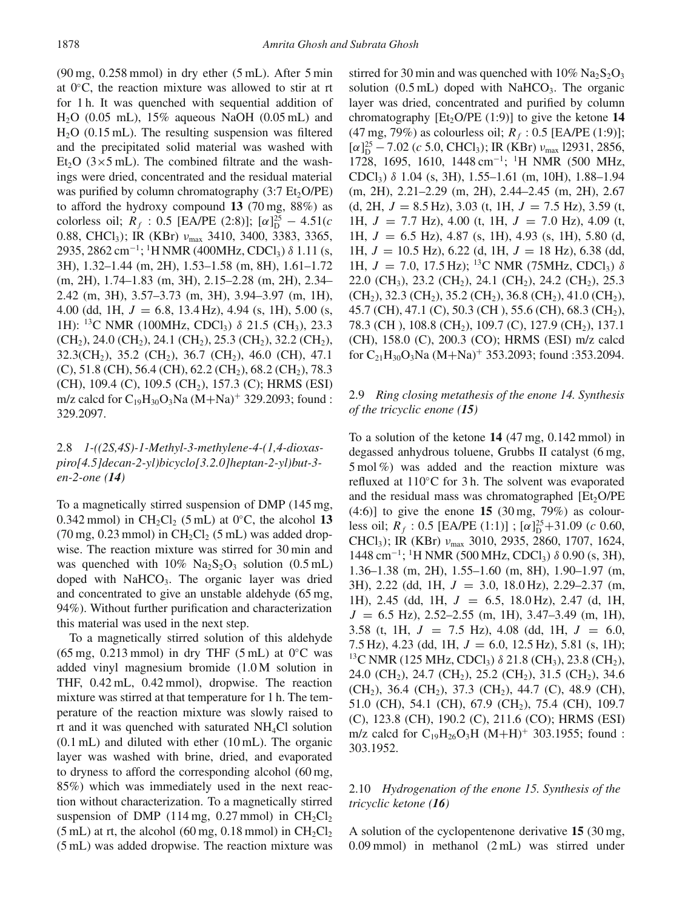(90 mg, 0.258 mmol) in dry ether (5 mL). After 5 min at 0°C, the reaction mixture was allowed to stir at rt for 1 h. It was quenched with sequential addition of $H_2O$ (0.05 mL), 15% aqueous NaOH (0.05 mL) and $H_2O$ (0.15 mL). The resulting suspension was filtered and the precipitated solid material was washed with $Et_2O$ (3×5 mL). The combined filtrate and the washings were dried, concentrated and the residual material was purified by column chromatography (3:7 $Et_2O$/PE) to afford the hydroxy compound **13** (70 mg, 88%) as colorless oil; $R_f$ : 0.5 [EA/PE (2:8)]; $[\alpha]_D^{25} - 4.51$($c$ 0.88, $CHCl_3$); IR (KBr) $\nu_{max}$ 3410, 3400, 3383, 3365, 2935, 2862 cm$^{-1}$; $^1$H NMR (400MHz, $CDCl_3$) $\delta$ 1.11 (s, 3H), 1.32–1.44 (m, 2H), 1.53–1.58 (m, 8H), 1.61–1.72 (m, 2H), 1.74–1.83 (m, 3H), 2.15–2.28 (m, 2H), 2.34–2.42 (m, 3H), 3.57–3.73 (m, 3H), 3.94–3.97 (m, 1H), 4.00 (dd, 1H, $J$ = 6.8, 13.4 Hz), 4.94 (s, 1H), 5.00 (s, 1H): $^{13}$C NMR (100MHz, $CDCl_3$) $\delta$ 21.5 ($CH_3$), 23.3 ($CH_2$), 24.0 ($CH_2$), 24.1 ($CH_2$), 25.3 ($CH_2$), 32.2 ($CH_2$), 32.3($CH_2$), 35.2 ($CH_2$), 36.7 ($CH_2$), 46.0 (CH), 47.1 (C), 51.8 (CH), 56.4 (CH), 62.2 ($CH_2$), 68.2 ($CH_2$), 78.3 (CH), 109.4 (C), 109.5 ($CH_2$), 157.3 (C); HRMS (ESI) m/z calcd for $C_{19}H_{30}O_3Na$ $(M+Na)^+$ 329.2093; found : 329.2097.

### 2.8 *1-((2S,4S)-1-Methyl-3-methylene-4-(1,4-dioxaspiro[4.5]decan-2-yl)bicyclo[3.2.0]heptan-2-yl)but-3-en-2-one (**14**)*

To a magnetically stirred suspension of DMP (145 mg, 0.342 mmol) in $CH_2Cl_2$ (5 mL) at 0°C, the alcohol **13** (70 mg, 0.23 mmol) in $CH_2Cl_2$ (5 mL) was added dropwise. The reaction mixture was stirred for 30 min and was quenched with 10% $Na_2S_2O_3$ solution (0.5 mL) doped with $NaHCO_3$. The organic layer was dried and concentrated to give an unstable aldehyde (65 mg, 94%). Without further purification and characterization this material was used in the next step.

To a magnetically stirred solution of this aldehyde (65 mg, 0.213 mmol) in dry THF (5 mL) at 0°C was added vinyl magnesium bromide (1.0 M solution in THF, 0.42 mL, 0.42 mmol), dropwise. The reaction mixture was stirred at that temperature for 1 h. The temperature of the reaction mixture was slowly raised to rt and it was quenched with saturated $NH_4Cl$ solution (0.1 mL) and diluted with ether (10 mL). The organic layer was washed with brine, dried, and evaporated to dryness to afford the corresponding alcohol (60 mg, 85%) which was immediately used in the next reaction without characterization. To a magnetically stirred suspension of DMP (114 mg, 0.27 mmol) in $CH_2Cl_2$ (5 mL) at rt, the alcohol (60 mg, 0.18 mmol) in $CH_2Cl_2$ (5 mL) was added dropwise. The reaction mixture was stirred for 30 min and was quenched with 10% $Na_2S_2O_3$ solution (0.5 mL) doped with $NaHCO_3$. The organic layer was dried, concentrated and purified by column chromatography [$Et_2O$/PE (1:9)] to give the ketone **14** (47 mg, 79%) as colourless oil; $R_f$ : 0.5 [EA/PE (1:9)]; $[\alpha]_D^{25} - 7.02$ ($c$ 5.0, $CHCl_3$); IR (KBr) $\nu_{max}$ l2931, 2856, 1728, 1695, 1610, 1448 cm$^{-1}$; $^1$H NMR (500 MHz, $CDCl_3$) $\delta$ 1.04 (s, 3H), 1.55–1.61 (m, 10H), 1.88–1.94 (m, 2H), 2.21–2.29 (m, 2H), 2.44–2.45 (m, 2H), 2.67 (d, 2H, $J$ = 8.5 Hz), 3.03 (t, 1H, $J$ = 7.5 Hz), 3.59 (t, 1H, $J$ = 7.7 Hz), 4.00 (t, 1H, $J$ = 7.0 Hz), 4.09 (t, 1H, $J$ = 6.5 Hz), 4.87 (s, 1H), 4.93 (s, 1H), 5.80 (d, 1H, $J$ = 10.5 Hz), 6.22 (d, 1H, $J$ = 18 Hz), 6.38 (dd, 1H, $J$ = 7.0, 17.5 Hz); $^{13}$C NMR (75MHz, $CDCl_3$) $\delta$ 22.0 ($CH_3$), 23.2 ($CH_2$), 24.1 ($CH_2$), 24.2 ($CH_2$), 25.3 ($CH_2$), 32.3 ($CH_2$), 35.2 ($CH_2$), 36.8 ($CH_2$), 41.0 ($CH_2$), 45.7 (CH), 47.1 (C), 50.3 (CH ), 55.6 (CH), 68.3 ($CH_2$), 78.3 (CH ), 108.8 ($CH_2$), 109.7 (C), 127.9 ($CH_2$), 137.1 (CH), 158.0 (C), 200.3 (CO); HRMS (ESI) m/z calcd for $C_{21}H_{30}O_3Na$ $(M+Na)^+$ 353.2093; found :353.2094.

### 2.9 *Ring closing metathesis of the enone 14. Synthesis of the tricyclic enone (**15**)*

To a solution of the ketone **14** (47 mg, 0.142 mmol) in degassed anhydrous toluene, Grubbs II catalyst (6 mg, 5 mol %) was added and the reaction mixture was refluxed at 110°C for 3 h. The solvent was evaporated and the residual mass was chromatographed [$Et_2O$/PE (4:6)] to give the enone **15** (30 mg, 79%) as colourless oil; $R_f$ : 0.5 [EA/PE (1:1)] ; $[\alpha]_D^{25}+31.09$ ($c$ 0.60, $CHCl_3$); IR (KBr) $\nu_{max}$ 3010, 2935, 2860, 1707, 1624, 1448 cm$^{-1}$; $^1$H NMR (500 MHz, $CDCl_3$) $\delta$ 0.90 (s, 3H), 1.36–1.38 (m, 2H), 1.55–1.60 (m, 8H), 1.90–1.97 (m, 3H), 2.22 (dd, 1H, $J$ = 3.0, 18.0 Hz), 2.29–2.37 (m, 1H), 2.45 (dd, 1H, $J$ = 6.5, 18.0 Hz), 2.47 (d, 1H, $J$ = 6.5 Hz), 2.52–2.55 (m, 1H), 3.47–3.49 (m, 1H), 3.58 (t, 1H, $J$ = 7.5 Hz), 4.08 (dd, 1H, $J$ = 6.0, 7.5 Hz), 4.23 (dd, 1H, $J$ = 6.0, 12.5 Hz), 5.81 (s, 1H); $^{13}$C NMR (125 MHz, $CDCl_3$) $\delta$ 21.8 ($CH_3$), 23.8 ($CH_2$), 24.0 ($CH_2$), 24.7 ($CH_2$), 25.2 ($CH_2$), 31.5 ($CH_2$), 34.6 ($CH_2$), 36.4 ($CH_2$), 37.3 ($CH_2$), 44.7 (C), 48.9 (CH), 51.0 (CH), 54.1 (CH), 67.9 ($CH_2$), 75.4 (CH), 109.7 (C), 123.8 (CH), 190.2 (C), 211.6 (CO); HRMS (ESI) m/z calcd for $C_{19}H_{26}O_3H$ $(M+H)^+$ 303.1955; found : 303.1952.

### 2.10 *Hydrogenation of the enone 15. Synthesis of the tricyclic ketone (**16**)*

A solution of the cyclopentenone derivative **15** (30 mg, 0.09 mmol) in methanol (2 mL) was stirred under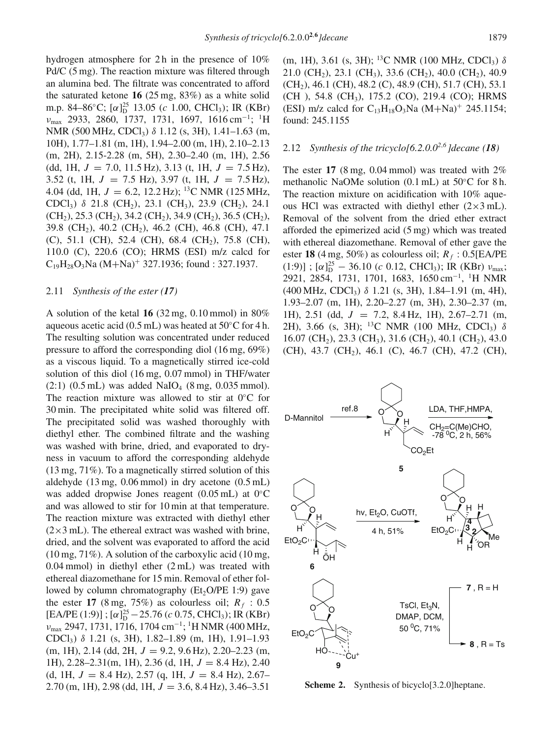hydrogen atmosphere for 2 h in the presence of 10% Pd/C (5 mg). The reaction mixture was filtered through an alumina bed. The filtrate was concentrated to afford the saturated ketone **16** (25 mg, 83%) as a white solid m.p. 84–86°C; $[\alpha]_D^{25}$ 13.05 (*c* 1.00, $CHCl_3$); IR (KBr) $\nu_{max}$ 2933, 2860, 1737, 1731, 1697, 1616 cm$^{-1}$; $^1$H NMR (500 MHz, $CDCl_3$) $\delta$ 1.12 (s, 3H), 1.41–1.63 (m, 10H), 1.77–1.81 (m, 1H), 1.94–2.00 (m, 1H), 2.10–2.13 (m, 2H), 2.15-2.28 (m, 5H), 2.30–2.40 (m, 1H), 2.56 (dd, 1H, $J$ = 7.0, 11.5 Hz), 3.13 (t, 1H, $J$ = 7.5 Hz), 3.52 (t, 1H, $J$ = 7.5 Hz), 3.97 (t, 1H, $J$ = 7.5 Hz), 4.04 (dd, 1H, $J$ = 6.2, 12.2 Hz); $^{13}$C NMR (125 MHz, $CDCl_3$) $\delta$ 21.8 ($CH_2$), 23.1 ($CH_3$), 23.9 ($CH_2$), 24.1 ($CH_2$), 25.3 ($CH_2$), 34.2 ($CH_2$), 34.9 ($CH_2$), 36.5 ($CH_2$), 39.8 ($CH_2$), 40.2 ($CH_2$), 46.2 (CH), 46.8 (CH), 47.1 (C), 51.1 (CH), 52.4 (CH), 68.4 ($CH_2$), 75.8 (CH), 110.0 (C), 220.6 (CO); HRMS (ESI) m/z calcd for $C_{19}H_{28}O_3Na$ (M+Na)$^+$ 327.1936; found : 327.1937.

### 2.11 *Synthesis of the ester (17)*

A solution of the ketal **16** (32 mg, 0.10 mmol) in 80% aqueous acetic acid (0.5 mL) was heated at 50°C for 4 h. The resulting solution was concentrated under reduced pressure to afford the corresponding diol (16 mg, 69%) as a viscous liquid. To a magnetically stirred ice-cold solution of this diol (16 mg, 0.07 mmol) in THF/water (2:1) (0.5 mL) was added $NaIO_4$ (8 mg, 0.035 mmol). The reaction mixture was allowed to stir at 0°C for 30 min. The precipitated white solid was filtered off. The precipitated solid was washed thoroughly with diethyl ether. The combined filtrate and the washing was washed with brine, dried, and evaporated to dryness in vacuum to afford the corresponding aldehyde (13 mg, 71%). To a magnetically stirred solution of this aldehyde (13 mg, 0.06 mmol) in dry acetone (0.5 mL) was added dropwise Jones reagent (0.05 mL) at 0°C and was allowed to stir for 10 min at that temperature. The reaction mixture was extracted with diethyl ether (2×3 mL). The ethereal extract was washed with brine, dried, and the solvent was evaporated to afford the acid (10 mg, 71%). A solution of the carboxylic acid (10 mg, 0.04 mmol) in diethyl ether (2 mL) was treated with ethereal diazomethane for 15 min. Removal of ether followed by column chromatography ($Et_2O$/PE 1:9) gave the ester **17** (8 mg, 75%) as colourless oil; $R_f$ : 0.5 [EA/PE (1:9)] ; $[\alpha]_D^{25}$ −25.76 (*c* 0.75, $CHCl_3$); IR (KBr) $\nu_{max}$ 2947, 1731, 1716, 1704 cm$^{-1}$; $^1$H NMR (400 MHz, $CDCl_3$) $\delta$ 1.21 (s, 3H), 1.82–1.89 (m, 1H), 1.91–1.93 (m, 1H), 2.14 (dd, 2H, $J$ = 9.2, 9.6 Hz), 2.20–2.23 (m, 1H), 2.28–2.31(m, 1H), 2.36 (d, 1H, $J$ = 8.4 Hz), 2.40 (d, 1H, $J$ = 8.4 Hz), 2.57 (q, 1H, $J$ = 8.4 Hz), 2.67–2.70 (m, 1H), 2.98 (dd, 1H, $J$ = 3.6, 8.4 Hz), 3.46–3.51 (m, 1H), 3.61 (s, 3H); $^{13}$C NMR (100 MHz, $CDCl_3$) $\delta$ 21.0 ($CH_2$), 23.1 ($CH_3$), 33.6 ($CH_2$), 40.0 ($CH_2$), 40.9 ($CH_2$), 46.1 (CH), 48.2 (C), 48.9 (CH), 51.7 (CH), 53.1 (CH ), 54.8 ($CH_3$), 175.2 (CO), 219.4 (CO); HRMS (ESI) m/z calcd for $C_{13}H_{18}O_3Na$ (M+Na)$^+$ 245.1154; found: 245.1155

### 2.12 *Synthesis of the tricyclo[6.2.0.0$^{2,6}$]decane (18)*

The ester **17** (8 mg, 0.04 mmol) was treated with 2% methanolic NaOMe solution (0.1 mL) at 50°C for 8 h. The reaction mixture on acidification with 10% aqueous HCl was extracted with diethyl ether (2×3 mL). Removal of the solvent from the dried ether extract afforded the epimerized acid (5 mg) which was treated with ethereal diazomethane. Removal of ether gave the ester **18** (4 mg, 50%) as colourless oil; $R_f$ : 0.5[EA/PE (1:9)] ; $[\alpha]_D^{25}$ − 36.10 (*c* 0.12, $CHCl_3$); IR (KBr) $\nu_{max}$; 2921, 2854, 1731, 1701, 1683, 1650 cm$^{-1}$, $^1$H NMR (400 MHz, $CDCl_3$) $\delta$ 1.21 (s, 3H), 1.84–1.91 (m, 4H), 1.93–2.07 (m, 1H), 2.20–2.27 (m, 3H), 2.30–2.37 (m, 1H), 2.51 (dd, $J$ = 7.2, 8.4 Hz, 1H), 2.67–2.71 (m, 2H), 3.66 (s, 3H); $^{13}$C NMR (100 MHz, $CDCl_3$) $\delta$ 16.07 ($CH_2$), 23.3 ($CH_3$), 31.6 ($CH_2$), 40.1 ($CH_2$), 43.0 (CH), 43.7 ($CH_2$), 46.1 (C), 46.7 (CH), 47.2 (CH),

**Scheme 2.** Synthesis of bicyclo[3.2.0]heptane.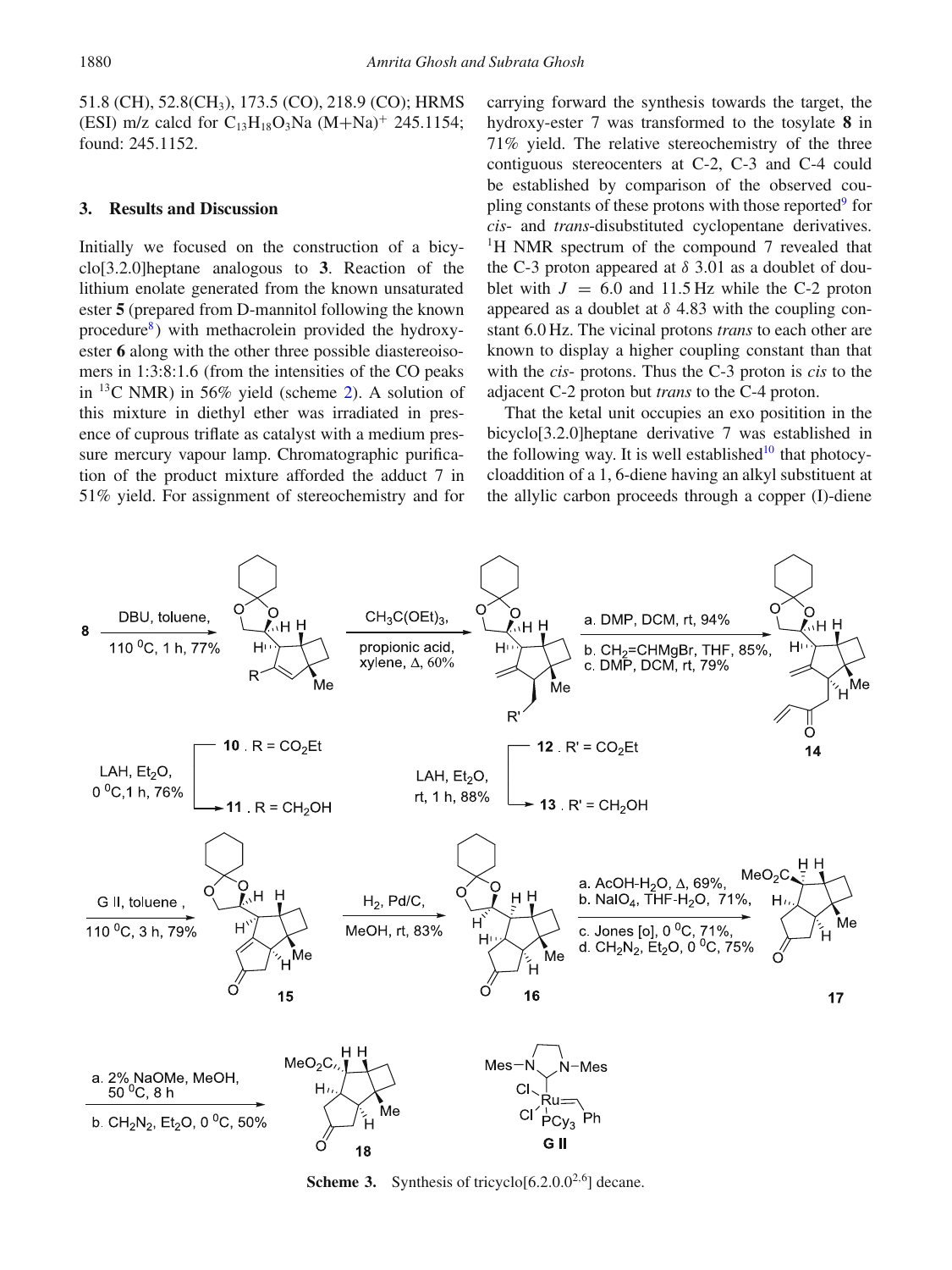51.8 (CH), 52.8($CH_3$), 173.5 (CO), 218.9 (CO); HRMS (ESI) m/z calcd for $C_{13}H_{18}O_3Na$ $(M+Na)^+$ 245.1154; found: 245.1152.

## 3. Results and Discussion

Initially we focused on the construction of a bicyclo[3.2.0]heptane analogous to **3**. Reaction of the lithium enolate generated from the known unsaturated ester **5** (prepared from D-mannitol following the known procedure[8]) with methacrolein provided the hydroxy-ester **6** along with the other three possible diastereoisomers in 1:3:8:1.6 (from the intensities of the CO peaks in $^{13}C$ NMR) in 56% yield (scheme 2). A solution of this mixture in diethyl ether was irradiated in presence of cuprous triflate as catalyst with a medium pressure mercury vapour lamp. Chromatographic purification of the product mixture afforded the adduct 7 in 51% yield. For assignment of stereochemistry and for carrying forward the synthesis towards the target, the hydroxy-ester 7 was transformed to the tosylate **8** in 71% yield. The relative stereochemistry of the three contiguous stereocenters at C-2, C-3 and C-4 could be established by comparison of the observed coupling constants of these protons with those reported[9] for *cis*- and *trans*-disubstituted cyclopentane derivatives. $^1H$ NMR spectrum of the compound 7 revealed that the C-3 proton appeared at $\delta$ 3.01 as a doublet of doublet with $J = 6.0$ and 11.5 Hz while the C-2 proton appeared as a doublet at $\delta$ 4.83 with the coupling constant 6.0 Hz. The vicinal protons *trans* to each other are known to display a higher coupling constant than that with the *cis*- protons. Thus the C-3 proton is *cis* to the adjacent C-2 proton but *trans* to the C-4 proton.

That the ketal unit occupies an exo positition in the bicyclo[3.2.0]heptane derivative 7 was established in the following way. It is well established[10] that photocycloaddition of a 1, 6-diene having an alkyl substituent at the allylic carbon proceeds through a copper (I)-diene

**Scheme 3.** Synthesis of tricyclo[6.2.0.0$^{2,6}$] decane.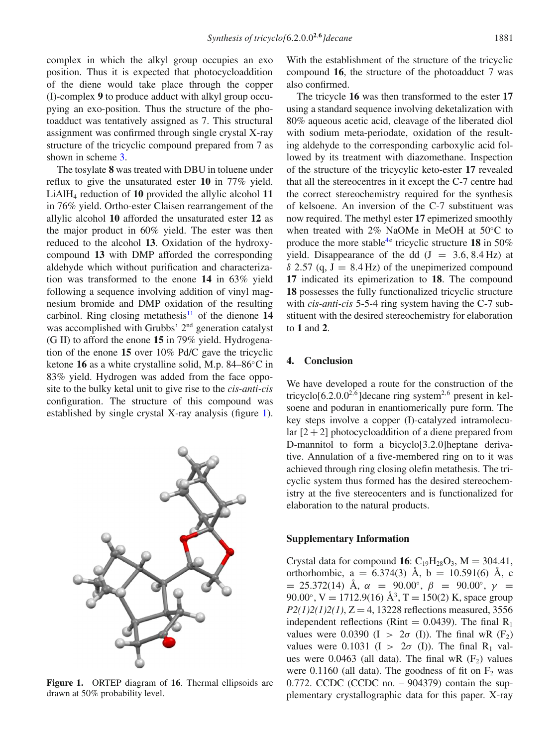complex in which the alkyl group occupies an exo position. Thus it is expected that photocycloaddition of the diene would take place through the copper (I)-complex **9** to produce adduct with alkyl group occupying an exo-position. Thus the structure of the photoadduct was tentatively assigned as 7. This structural assignment was confirmed through single crystal X-ray structure of the tricyclic compound prepared from 7 as shown in scheme 3.

The tosylate **8** was treated with DBU in toluene under reflux to give the unsaturated ester **10** in 77% yield. $LiAlH_4$ reduction of **10** provided the allylic alcohol **11** in 76% yield. Ortho-ester Claisen rearrangement of the allylic alcohol **10** afforded the unsaturated ester **12** as the major product in 60% yield. The ester was then reduced to the alcohol **13**. Oxidation of the hydroxy-compound **13** with DMP afforded the corresponding aldehyde which without purification and characterization was transformed to the enone **14** in 63% yield following a sequence involving addition of vinyl magnesium bromide and DMP oxidation of the resulting carbinol. Ring closing metathesis[11] of the dienone **14** was accomplished with Grubbs' 2nd generation catalyst (G II) to afford the enone **15** in 79% yield. Hydrogenation of the enone **15** over 10% Pd/C gave the tricyclic ketone **16** as a white crystalline solid, M.p. 84–86°C in 83% yield. Hydrogen was added from the face opposite to the bulky ketal unit to give rise to the *cis-anti-cis* configuration. The structure of this compound was established by single crystal X-ray analysis (figure 1).

**Figure 1.** ORTEP diagram of **16**. Thermal ellipsoids are drawn at 50% probability level.

With the establishment of the structure of the tricyclic compound **16**, the structure of the photoadduct 7 was also confirmed.

The tricycle **16** was then transformed to the ester **17** using a standard sequence involving deketalization with 80% aqueous acetic acid, cleavage of the liberated diol with sodium meta-periodate, oxidation of the resulting aldehyde to the corresponding carboxylic acid followed by its treatment with diazomethane. Inspection of the structure of the tricyclic keto-ester **17** revealed that all the stereocentres in it except the C-7 centre had the correct stereochemistry required for the synthesis of kelsoene. An inversion of the C-7 substituent was now required. The methyl ester **17** epimerized smoothly when treated with 2% NaOMe in MeOH at 50°C to produce the more stable[4e] tricyclic structure **18** in 50% yield. Disappearance of the dd (J = 3.6, 8.4 Hz) at $\delta$ 2.57 (q, J = 8.4 Hz) of the unepimerized compound **17** indicated its epimerization to **18**. The compound **18** possesses the fully functionalized tricyclic structure with *cis-anti-cis* 5-5-4 ring system having the C-7 substituent with the desired stereochemistry for elaboration to **1** and **2**.

## 4. Conclusion

We have developed a route for the construction of the tricyclo[6.2.0.0$^{2,6}$]decane ring system[2,6] present in kelsoene and poduran in enantiomerically pure form. The key steps involve a copper (I)-catalyzed intramolecular [2 + 2] photocycloaddition of a diene prepared from D-mannitol to form a bicyclo[3.2.0]heptane derivative. Annulation of a five-membered ring on to it was achieved through ring closing olefin metathesis. The tricyclic system thus formed has the desired stereochemistry at the five stereocenters and is functionalized for elaboration to the natural products.

### Supplementary Information

Crystal data for compound **16**: $C_{19}H_{28}O_3$, M = 304.41, orthorhombic, a = 6.374(3) Å, b = 10.591(6) Å, c = 25.372(14) Å, $\alpha$ = 90.00°, $\beta$ = 90.00°, $\gamma$ = 90.00°, V = 1712.9(16) Å$^3$, T = 150(2) K, space group *P2(1)2(1)2(1)*, Z = 4, 13228 reflections measured, 3556 independent reflections (Rint = 0.0439). The final $R_1$ values were 0.0390 (I > 2$\sigma$ (I)). The final wR ($F_2$) values were 0.1031 (I > 2$\sigma$ (I)). The final $R_1$ values were 0.0463 (all data). The final wR ($F_2$) values were 0.1160 (all data). The goodness of fit on $F_2$ was 0.772. CCDC (CCDC no. – 904379) contain the supplementary crystallographic data for this paper. X-ray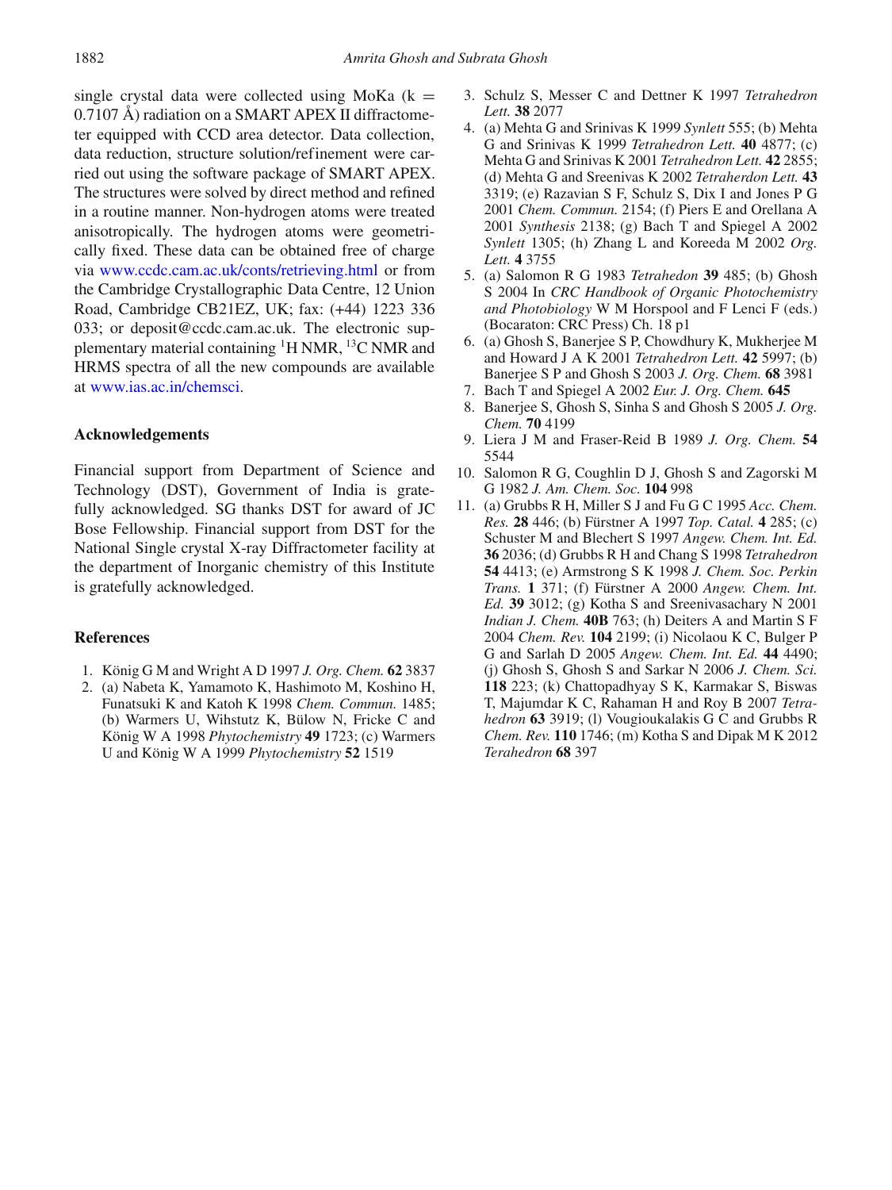single crystal data were collected using MoKa (k = 0.7107 Å) radiation on a SMART APEX II diffractometer equipped with CCD area detector. Data collection, data reduction, structure solution/refinement were carried out using the software package of SMART APEX. The structures were solved by direct method and refined in a routine manner. Non-hydrogen atoms were treated anisotropically. The hydrogen atoms were geometrically fixed. These data can be obtained free of charge via www.ccdc.cam.ac.uk/conts/retrieving.html or from the Cambridge Crystallographic Data Centre, 12 Union Road, Cambridge CB21EZ, UK; fax: (+44) 1223 336 033; or deposit@ccdc.cam.ac.uk. The electronic supplementary material containing $^{1}$H NMR, $^{13}$C NMR and HRMS spectra of all the new compounds are available at www.ias.ac.in/chemsci.

## Acknowledgements

Financial support from Department of Science and Technology (DST), Government of India is gratefully acknowledged. SG thanks DST for award of JC Bose Fellowship. Financial support from DST for the National Single crystal X-ray Diffractometer facility at the department of Inorganic chemistry of this Institute is gratefully acknowledged.

## References

1. König G M and Wright A D 1997 *J. Org. Chem.* **62** 3837
2. (a) Nabeta K, Yamamoto K, Hashimoto M, Koshino H, Funatsuki K and Katoh K 1998 *Chem. Commun.* 1485; (b) Warmers U, Wihstutz K, Bülow N, Fricke C and König W A 1998 *Phytochemistry* **49** 1723; (c) Warmers U and König W A 1999 *Phytochemistry* **52** 1519
3. Schulz S, Messer C and Dettner K 1997 *Tetrahedron Lett.* **38** 2077
4. (a) Mehta G and Srinivas K 1999 *Synlett* 555; (b) Mehta G and Srinivas K 1999 *Tetrahedron Lett.* **40** 4877; (c) Mehta G and Srinivas K 2001 *Tetrahedron Lett.* **42** 2855; (d) Mehta G and Sreenivas K 2002 *Tetraherdon Lett.* **43** 3319; (e) Razavian S F, Schulz S, Dix I and Jones P G 2001 *Chem. Commun.* 2154; (f) Piers E and Orellana A 2001 *Synthesis* 2138; (g) Bach T and Spiegel A 2002 *Synlett* 1305; (h) Zhang L and Koreeda M 2002 *Org. Lett.* **4** 3755
5. (a) Salomon R G 1983 *Tetrahedon* **39** 485; (b) Ghosh S 2004 In *CRC Handbook of Organic Photochemistry and Photobiology* W M Horspool and F Lenci F (eds.) (Bocaraton: CRC Press) Ch. 18 p1
6. (a) Ghosh S, Banerjee S P, Chowdhury K, Mukherjee M and Howard J A K 2001 *Tetrahedron Lett.* **42** 5997; (b) Banerjee S P and Ghosh S 2003 *J. Org. Chem.* **68** 3981
7. Bach T and Spiegel A 2002 *Eur. J. Org. Chem.* **645**
8. Banerjee S, Ghosh S, Sinha S and Ghosh S 2005 *J. Org. Chem.* **70** 4199
9. Liera J M and Fraser-Reid B 1989 *J. Org. Chem.* **54** 5544
10. Salomon R G, Coughlin D J, Ghosh S and Zagorski M G 1982 *J. Am. Chem. Soc.* **104** 998
11. (a) Grubbs R H, Miller S J and Fu G C 1995 *Acc. Chem. Res.* **28** 446; (b) Fürstner A 1997 *Top. Catal.* **4** 285; (c) Schuster M and Blechert S 1997 *Angew. Chem. Int. Ed.* **36** 2036; (d) Grubbs R H and Chang S 1998 *Tetrahedron* **54** 4413; (e) Armstrong S K 1998 *J. Chem. Soc. Perkin Trans.* **1** 371; (f) Fürstner A 2000 *Angew. Chem. Int. Ed.* **39** 3012; (g) Kotha S and Sreenivasachary N 2001 *Indian J. Chem.* **40B** 763; (h) Deiters A and Martin S F 2004 *Chem. Rev.* **104** 2199; (i) Nicolaou K C, Bulger P G and Sarlah D 2005 *Angew. Chem. Int. Ed.* **44** 4490; (j) Ghosh S, Ghosh S and Sarkar N 2006 *J. Chem. Sci.* **118** 223; (k) Chattopadhyay S K, Karmakar S, Biswas T, Majumdar K C, Rahaman H and Roy B 2007 *Tetrahedron* **63** 3919; (l) Vougioukalakis G C and Grubbs R *Chem. Rev.* **110** 1746; (m) Kotha S and Dipak M K 2012 *Terahedron* **68** 397